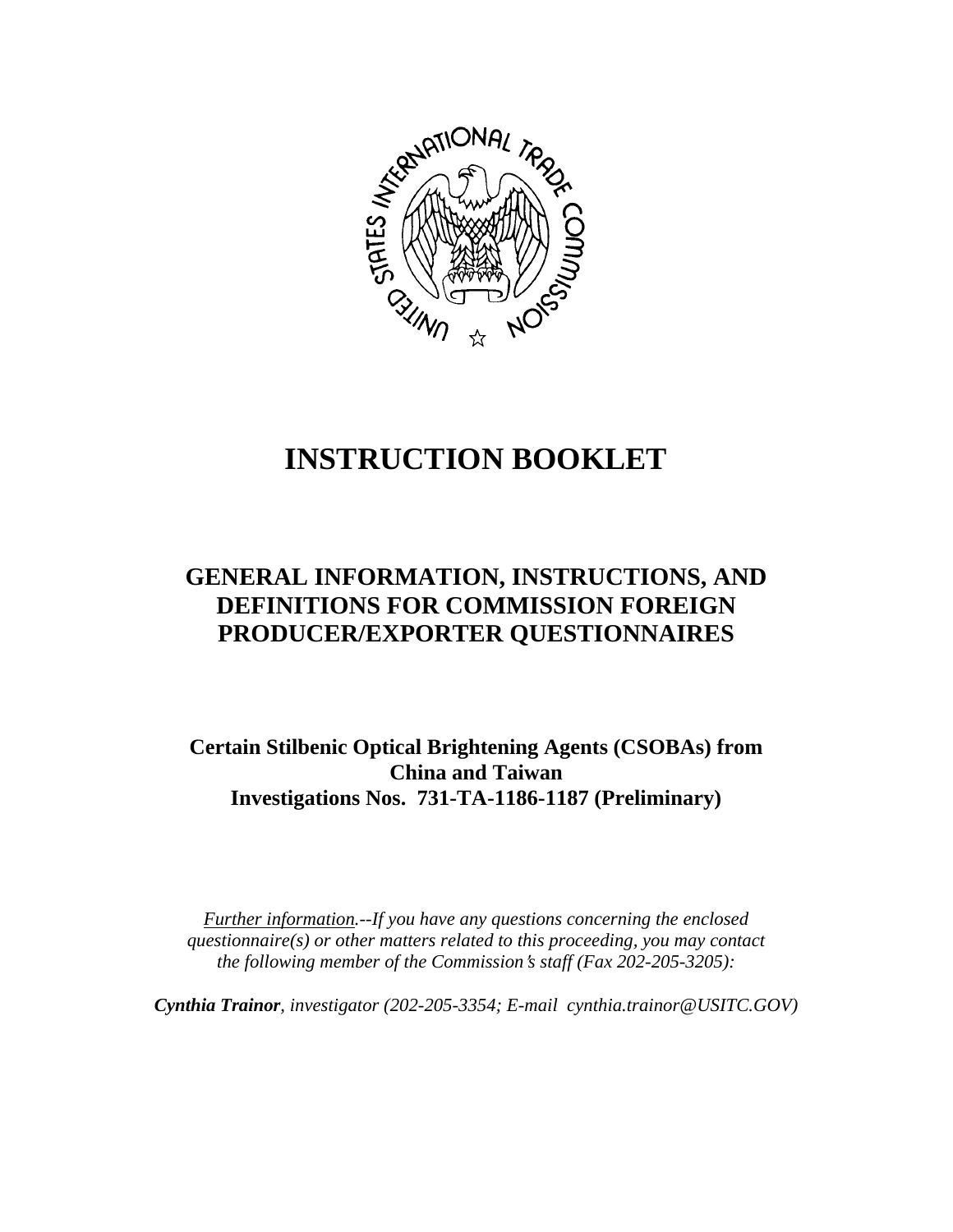# INSTRUCTION BOOKLET

## GENERAL INFORMATION, INSTRUCTIONS, AND DEFINITIONS FOR COMMISSION FOREIGN PRODUCER/EXPORTER QUESTIONNAIRES

**Certain Stilbenic Optical Brightening Agents (CSOBAs) from China and Taiwan**
**Investigations Nos. 731-TA-1186-1187 (Preliminary)**

*Further information.--If you have any questions concerning the enclosed questionnaire(s) or other matters related to this proceeding, you may contact the following member of the Commission's staff (Fax 202-205-3205):*

***Cynthia Trainor**, investigator (202-205-3354; E-mail cynthia.trainor@USITC.GOV)*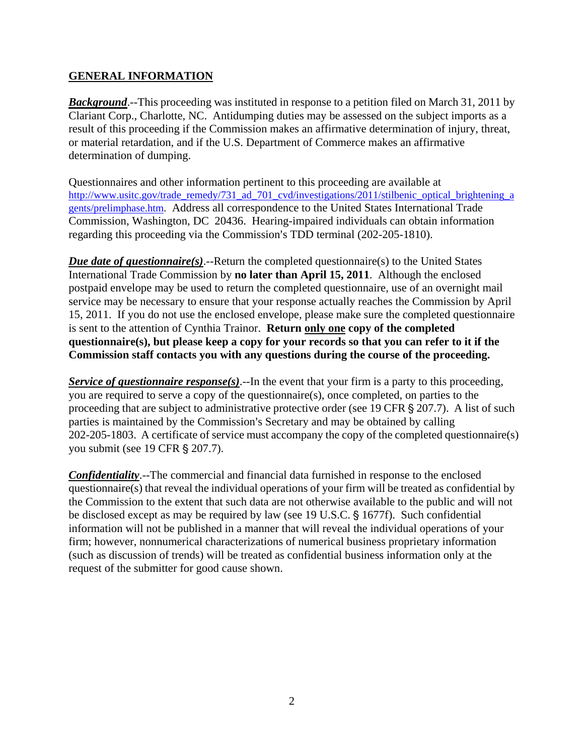## GENERAL INFORMATION

***Background***.--This proceeding was instituted in response to a petition filed on March 31, 2011 by Clariant Corp., Charlotte, NC. Antidumping duties may be assessed on the subject imports as a result of this proceeding if the Commission makes an affirmative determination of injury, threat, or material retardation, and if the U.S. Department of Commerce makes an affirmative determination of dumping.

Questionnaires and other information pertinent to this proceeding are available at http://www.usitc.gov/trade_remedy/731_ad_701_cvd/investigations/2011/stilbenic_optical_brightening_agents/prelimphase.htm. Address all correspondence to the United States International Trade Commission, Washington, DC 20436. Hearing-impaired individuals can obtain information regarding this proceeding via the Commission's TDD terminal (202-205-1810).

***Due date of questionnaire(s)***.--Return the completed questionnaire(s) to the United States International Trade Commission by **no later than April 15, 2011**. Although the enclosed postpaid envelope may be used to return the completed questionnaire, use of an overnight mail service may be necessary to ensure that your response actually reaches the Commission by April 15, 2011. If you do not use the enclosed envelope, please make sure the completed questionnaire is sent to the attention of Cynthia Trainor. **Return only one copy of the completed questionnaire(s), but please keep a copy for your records so that you can refer to it if the Commission staff contacts you with any questions during the course of the proceeding.**

***Service of questionnaire response(s)***.--In the event that your firm is a party to this proceeding, you are required to serve a copy of the questionnaire(s), once completed, on parties to the proceeding that are subject to administrative protective order (see 19 CFR § 207.7). A list of such parties is maintained by the Commission's Secretary and may be obtained by calling 202-205-1803. A certificate of service must accompany the copy of the completed questionnaire(s) you submit (see 19 CFR § 207.7).

***Confidentiality***.--The commercial and financial data furnished in response to the enclosed questionnaire(s) that reveal the individual operations of your firm will be treated as confidential by the Commission to the extent that such data are not otherwise available to the public and will not be disclosed except as may be required by law (see 19 U.S.C. § 1677f). Such confidential information will not be published in a manner that will reveal the individual operations of your firm; however, nonnumerical characterizations of numerical business proprietary information (such as discussion of trends) will be treated as confidential business information only at the request of the submitter for good cause shown.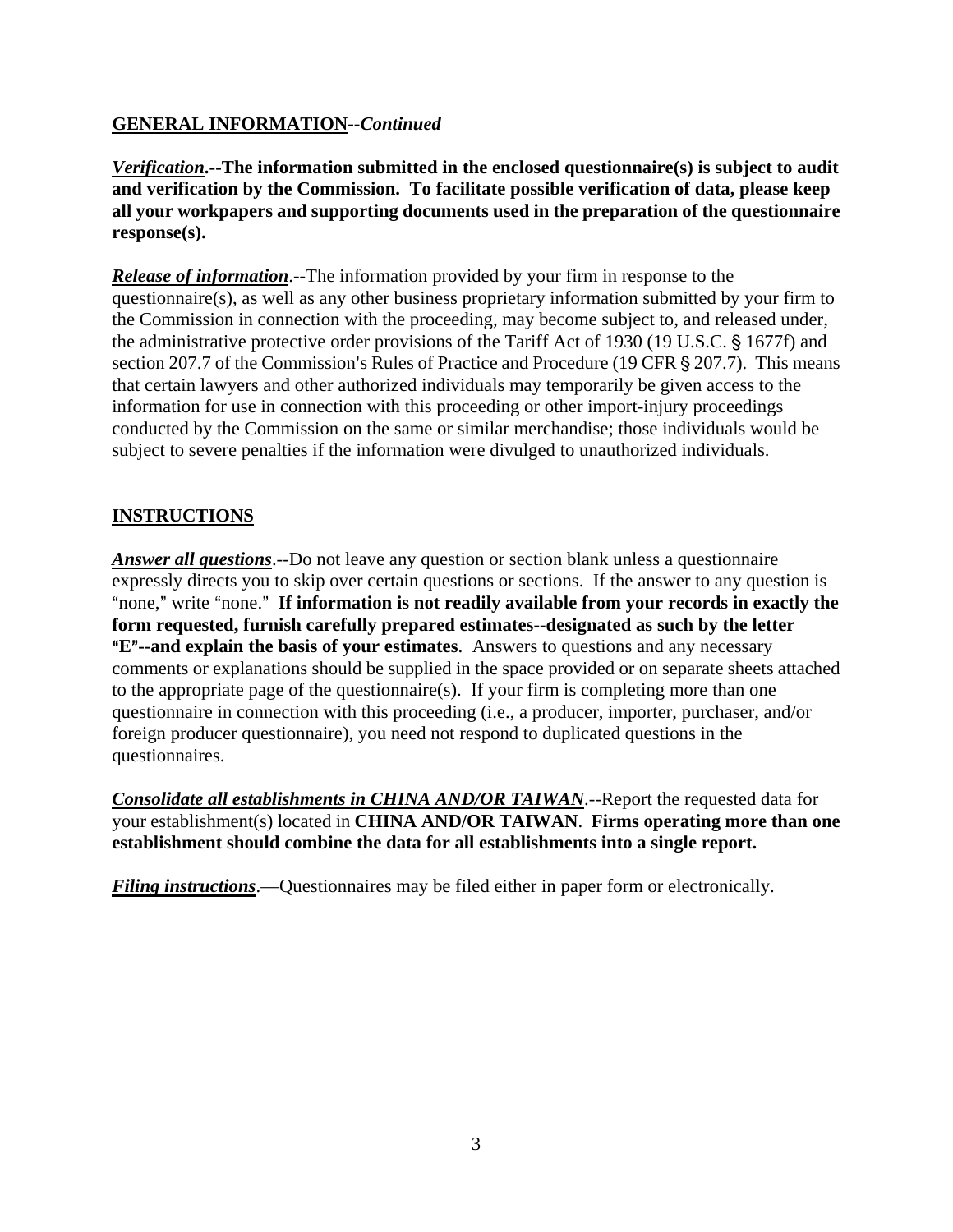**GENERAL INFORMATION--*Continued***

***Verification*.--The information submitted in the enclosed questionnaire(s) is subject to audit and verification by the Commission. To facilitate possible verification of data, please keep all your workpapers and supporting documents used in the preparation of the questionnaire response(s).**

***Release of information***.--The information provided by your firm in response to the questionnaire(s), as well as any other business proprietary information submitted by your firm to the Commission in connection with the proceeding, may become subject to, and released under, the administrative protective order provisions of the Tariff Act of 1930 (19 U.S.C. § 1677f) and section 207.7 of the Commission's Rules of Practice and Procedure (19 CFR § 207.7). This means that certain lawyers and other authorized individuals may temporarily be given access to the information for use in connection with this proceeding or other import-injury proceedings conducted by the Commission on the same or similar merchandise; those individuals would be subject to severe penalties if the information were divulged to unauthorized individuals.

## INSTRUCTIONS

***Answer all questions***.--Do not leave any question or section blank unless a questionnaire expressly directs you to skip over certain questions or sections. If the answer to any question is "none," write "none." **If information is not readily available from your records in exactly the form requested, furnish carefully prepared estimates--designated as such by the letter "E"--and explain the basis of your estimates**. Answers to questions and any necessary comments or explanations should be supplied in the space provided or on separate sheets attached to the appropriate page of the questionnaire(s). If your firm is completing more than one questionnaire in connection with this proceeding (i.e., a producer, importer, purchaser, and/or foreign producer questionnaire), you need not respond to duplicated questions in the questionnaires.

***Consolidate all establishments in CHINA AND/OR TAIWAN***.--Report the requested data for your establishment(s) located in **CHINA AND/OR TAIWAN**. **Firms operating more than one establishment should combine the data for all establishments into a single report.**

***Filing instructions***.—Questionnaires may be filed either in paper form or electronically.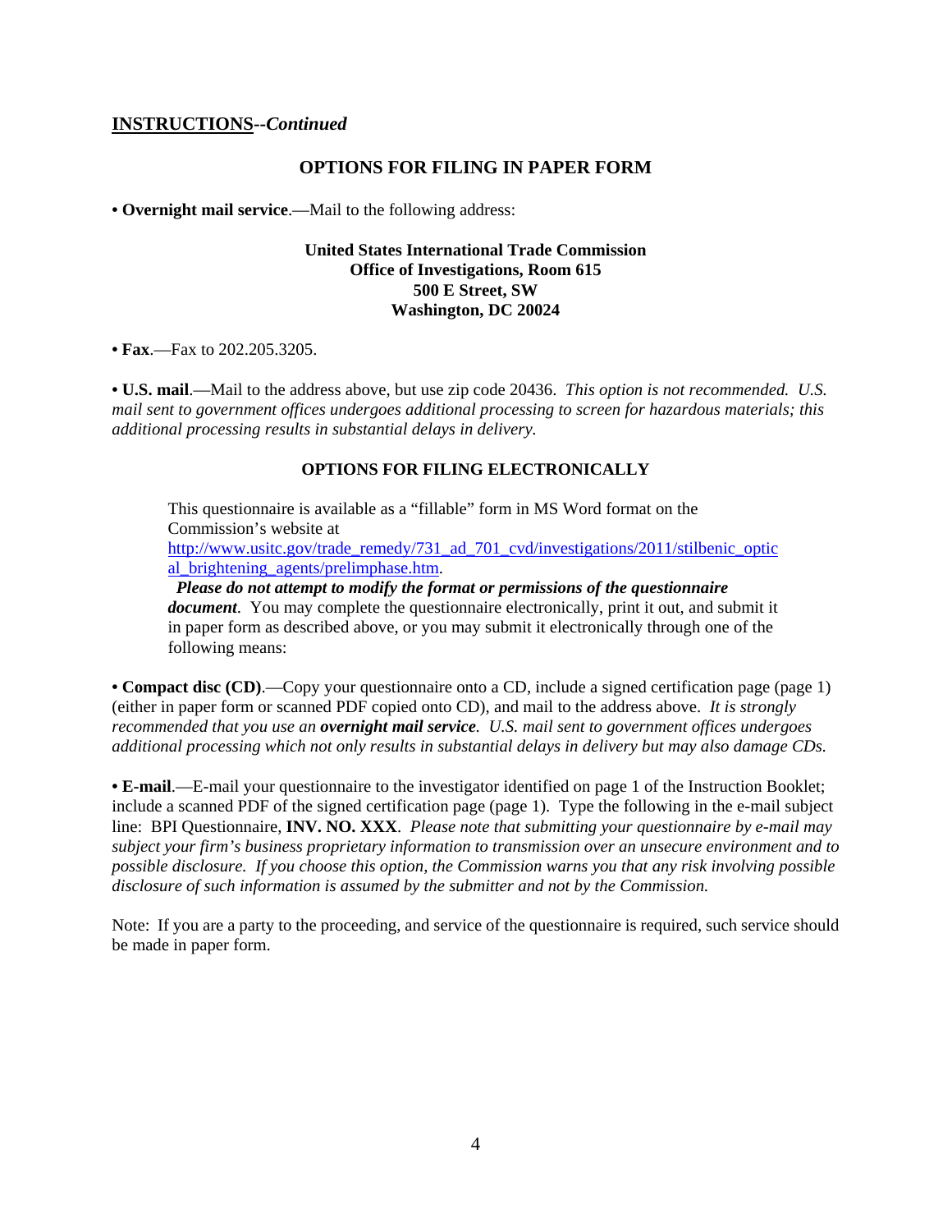**<u>INSTRUCTIONS</u>--*Continued***

## OPTIONS FOR FILING IN PAPER FORM

• **Overnight mail service**.—Mail to the following address:

**United States International Trade Commission**
**Office of Investigations, Room 615**
**500 E Street, SW**
**Washington, DC 20024**

• **Fax**.—Fax to 202.205.3205.

• **U.S. mail**.—Mail to the address above, but use zip code 20436. *This option is not recommended. U.S. mail sent to government offices undergoes additional processing to screen for hazardous materials; this additional processing results in substantial delays in delivery.*

## OPTIONS FOR FILING ELECTRONICALLY

This questionnaire is available as a "fillable" form in MS Word format on the Commission's website at http://www.usitc.gov/trade_remedy/731_ad_701_cvd/investigations/2011/stilbenic_optical_brightening_agents/prelimphase.htm. ***Please do not attempt to modify the format or permissions of the questionnaire document***. You may complete the questionnaire electronically, print it out, and submit it in paper form as described above, or you may submit it electronically through one of the following means:

• **Compact disc (CD)**.—Copy your questionnaire onto a CD, include a signed certification page (page 1) (either in paper form or scanned PDF copied onto CD), and mail to the address above. *It is strongly recommended that you use an **overnight mail service**. U.S. mail sent to government offices undergoes additional processing which not only results in substantial delays in delivery but may also damage CDs.*

• **E-mail**.—E-mail your questionnaire to the investigator identified on page 1 of the Instruction Booklet; include a scanned PDF of the signed certification page (page 1). Type the following in the e-mail subject line: BPI Questionnaire, **INV. NO. XXX**. *Please note that submitting your questionnaire by e-mail may subject your firm's business proprietary information to transmission over an unsecure environment and to possible disclosure. If you choose this option, the Commission warns you that any risk involving possible disclosure of such information is assumed by the submitter and not by the Commission.*

Note: If you are a party to the proceeding, and service of the questionnaire is required, such service should be made in paper form.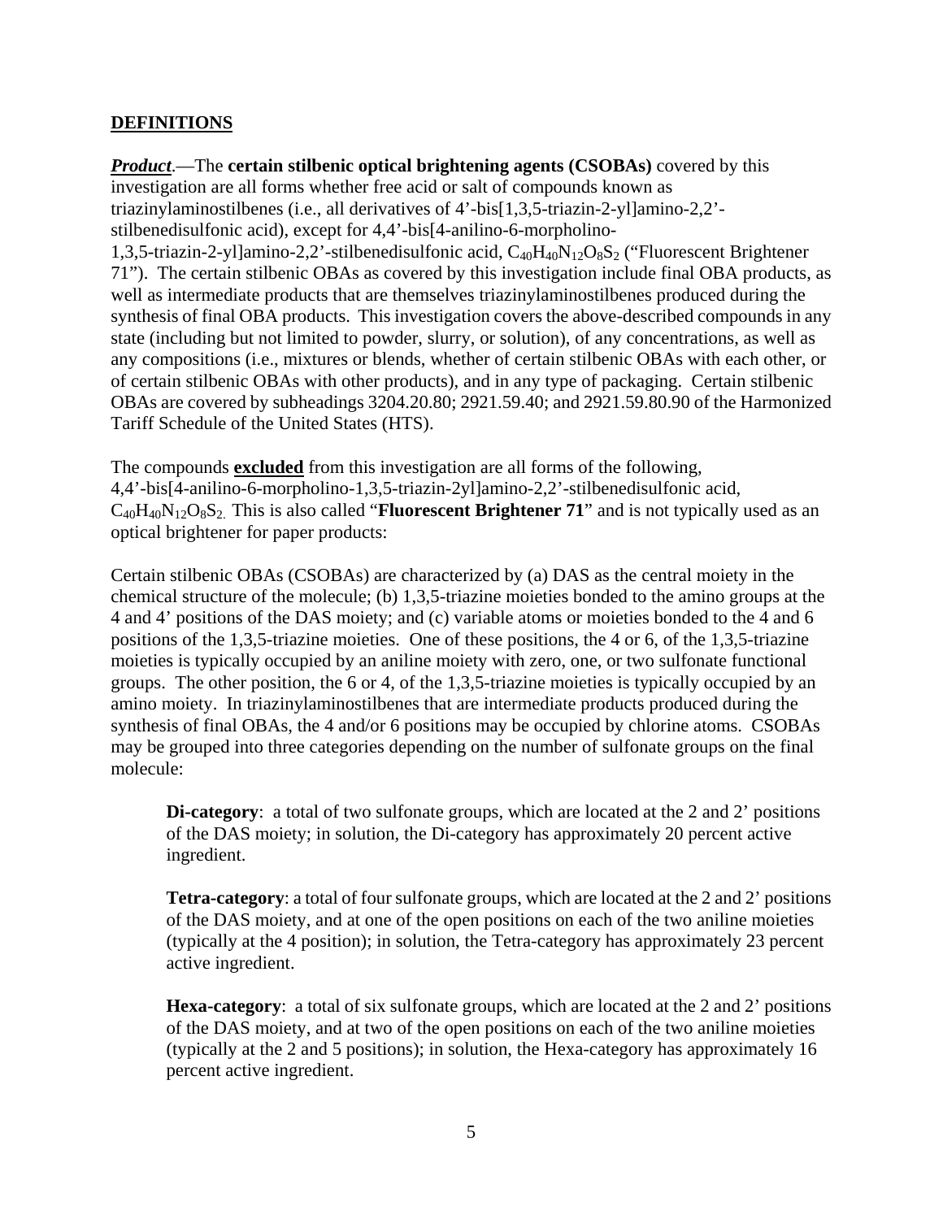**DEFINITIONS**

***Product***.—The **certain stilbenic optical brightening agents (CSOBAs)** covered by this investigation are all forms whether free acid or salt of compounds known as triazinylaminostilbenes (i.e., all derivatives of 4'-bis[1,3,5-triazin-2-yl]amino-2,2'-stilbenedisulfonic acid), except for 4,4'-bis[4-anilino-6-morpholino-1,3,5-triazin-2-yl]amino-2,2'-stilbenedisulfonic acid, $C_{40}H_{40}N_{12}O_8S_2$ ("Fluorescent Brightener 71"). The certain stilbenic OBAs as covered by this investigation include final OBA products, as well as intermediate products that are themselves triazinylaminostilbenes produced during the synthesis of final OBA products. This investigation covers the above-described compounds in any state (including but not limited to powder, slurry, or solution), of any concentrations, as well as any compositions (i.e., mixtures or blends, whether of certain stilbenic OBAs with each other, or of certain stilbenic OBAs with other products), and in any type of packaging. Certain stilbenic OBAs are covered by subheadings 3204.20.80; 2921.59.40; and 2921.59.80.90 of the Harmonized Tariff Schedule of the United States (HTS).

The compounds **excluded** from this investigation are all forms of the following, 4,4'-bis[4-anilino-6-morpholino-1,3,5-triazin-2yl]amino-2,2'-stilbenedisulfonic acid, $C_{40}H_{40}N_{12}O_8S_2$. This is also called "**Fluorescent Brightener 71**" and is not typically used as an optical brightener for paper products:

Certain stilbenic OBAs (CSOBAs) are characterized by (a) DAS as the central moiety in the chemical structure of the molecule; (b) 1,3,5-triazine moieties bonded to the amino groups at the 4 and 4' positions of the DAS moiety; and (c) variable atoms or moieties bonded to the 4 and 6 positions of the 1,3,5-triazine moieties. One of these positions, the 4 or 6, of the 1,3,5-triazine moieties is typically occupied by an aniline moiety with zero, one, or two sulfonate functional groups. The other position, the 6 or 4, of the 1,3,5-triazine moieties is typically occupied by an amino moiety. In triazinylaminostilbenes that are intermediate products produced during the synthesis of final OBAs, the 4 and/or 6 positions may be occupied by chlorine atoms. CSOBAs may be grouped into three categories depending on the number of sulfonate groups on the final molecule:

> **Di-category**: a total of two sulfonate groups, which are located at the 2 and 2' positions of the DAS moiety; in solution, the Di-category has approximately 20 percent active ingredient.
>
> **Tetra-category**: a total of four sulfonate groups, which are located at the 2 and 2' positions of the DAS moiety, and at one of the open positions on each of the two aniline moieties (typically at the 4 position); in solution, the Tetra-category has approximately 23 percent active ingredient.
>
> **Hexa-category**: a total of six sulfonate groups, which are located at the 2 and 2' positions of the DAS moiety, and at two of the open positions on each of the two aniline moieties (typically at the 2 and 5 positions); in solution, the Hexa-category has approximately 16 percent active ingredient.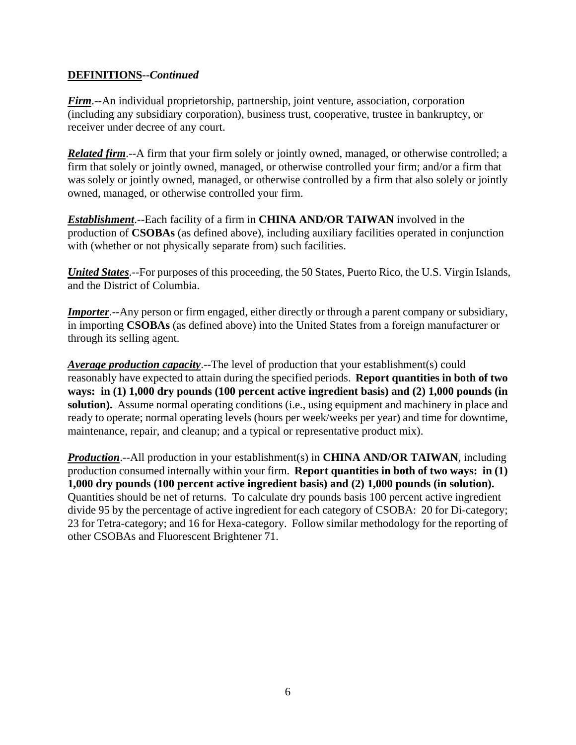**DEFINITIONS--*Continued***

***Firm***.--An individual proprietorship, partnership, joint venture, association, corporation (including any subsidiary corporation), business trust, cooperative, trustee in bankruptcy, or receiver under decree of any court.

***Related firm***.--A firm that your firm solely or jointly owned, managed, or otherwise controlled; a firm that solely or jointly owned, managed, or otherwise controlled your firm; and/or a firm that was solely or jointly owned, managed, or otherwise controlled by a firm that also solely or jointly owned, managed, or otherwise controlled your firm.

***Establishment***.--Each facility of a firm in **CHINA AND/OR TAIWAN** involved in the production of **CSOBAs** (as defined above), including auxiliary facilities operated in conjunction with (whether or not physically separate from) such facilities.

***United States***.--For purposes of this proceeding, the 50 States, Puerto Rico, the U.S. Virgin Islands, and the District of Columbia.

***Importer***.--Any person or firm engaged, either directly or through a parent company or subsidiary, in importing **CSOBAs** (as defined above) into the United States from a foreign manufacturer or through its selling agent.

***Average production capacity***.--The level of production that your establishment(s) could reasonably have expected to attain during the specified periods. **Report quantities in both of two ways: in (1) 1,000 dry pounds (100 percent active ingredient basis) and (2) 1,000 pounds (in solution).** Assume normal operating conditions (i.e., using equipment and machinery in place and ready to operate; normal operating levels (hours per week/weeks per year) and time for downtime, maintenance, repair, and cleanup; and a typical or representative product mix).

***Production***.--All production in your establishment(s) in **CHINA AND/OR TAIWAN**, including production consumed internally within your firm. **Report quantities in both of two ways: in (1) 1,000 dry pounds (100 percent active ingredient basis) and (2) 1,000 pounds (in solution).** Quantities should be net of returns. To calculate dry pounds basis 100 percent active ingredient divide 95 by the percentage of active ingredient for each category of CSOBA: 20 for Di-category; 23 for Tetra-category; and 16 for Hexa-category. Follow similar methodology for the reporting of other CSOBAs and Fluorescent Brightener 71.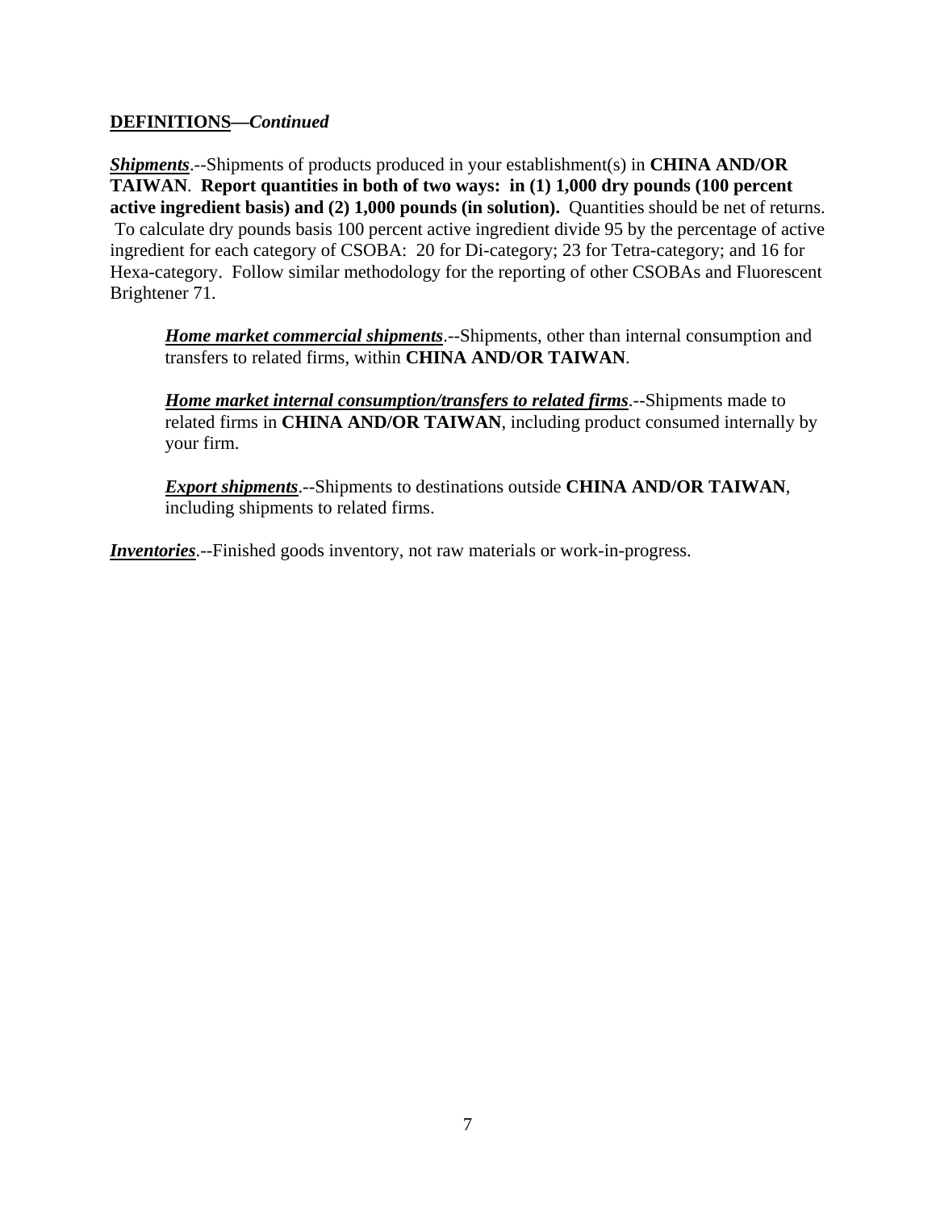**DEFINITIONS—*Continued***

***Shipments***.--Shipments of products produced in your establishment(s) in **CHINA AND/OR TAIWAN**. **Report quantities in both of two ways: in (1) 1,000 dry pounds (100 percent active ingredient basis) and (2) 1,000 pounds (in solution).** Quantities should be net of returns. To calculate dry pounds basis 100 percent active ingredient divide 95 by the percentage of active ingredient for each category of CSOBA: 20 for Di-category; 23 for Tetra-category; and 16 for Hexa-category. Follow similar methodology for the reporting of other CSOBAs and Fluorescent Brightener 71.

> ***Home market commercial shipments***.--Shipments, other than internal consumption and transfers to related firms, within **CHINA AND/OR TAIWAN**.
>
> ***Home market internal consumption/transfers to related firms***.--Shipments made to related firms in **CHINA AND/OR TAIWAN**, including product consumed internally by your firm.
>
> ***Export shipments***.--Shipments to destinations outside **CHINA AND/OR TAIWAN**, including shipments to related firms.

***Inventories***.--Finished goods inventory, not raw materials or work-in-progress.